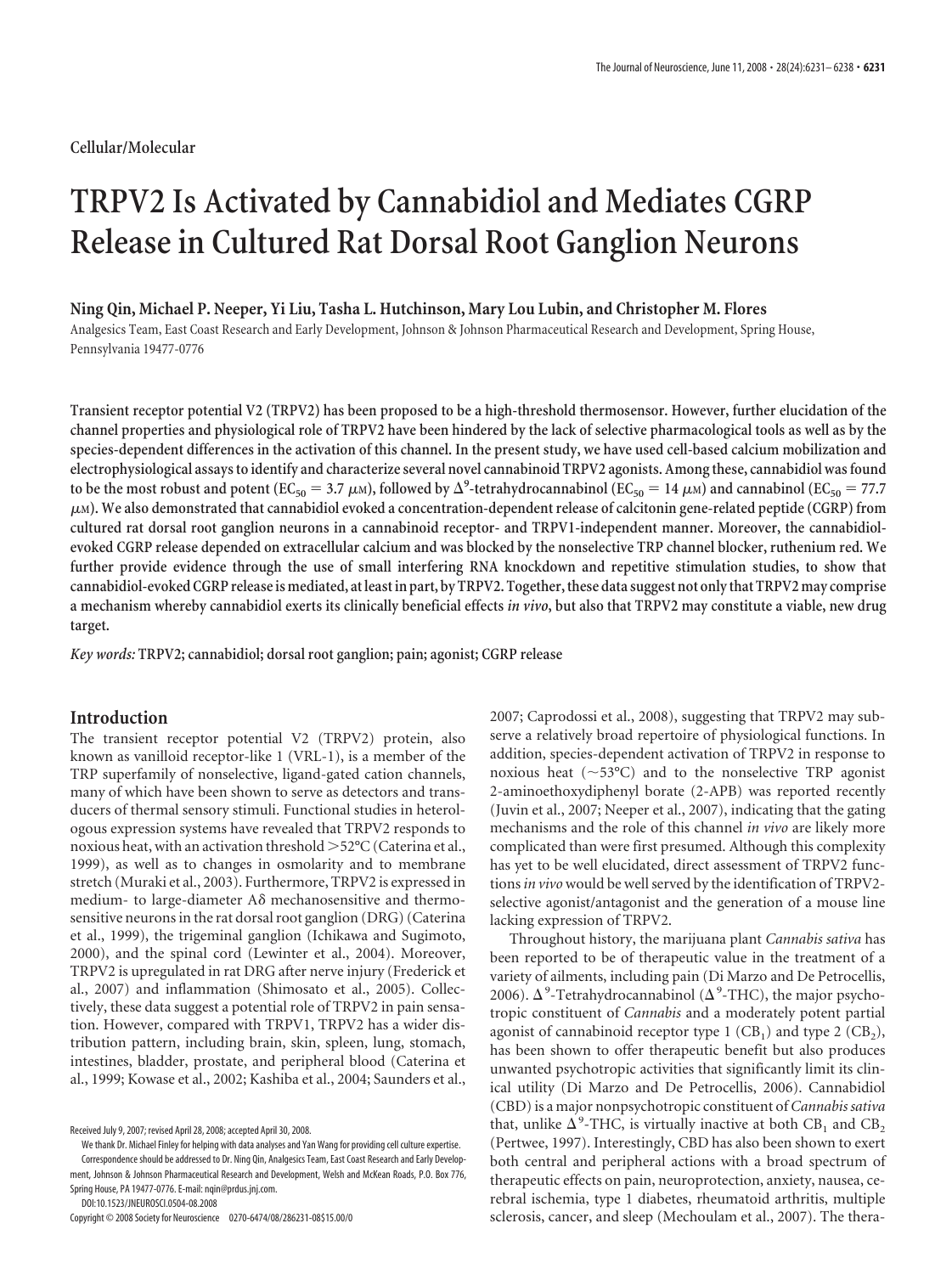Cellular/Molecular

# TRPV2 Is Activated by Cannabidiol and Mediates CGRP Release in Cultured Rat Dorsal Root Ganglion Neurons

**Ning Qin, Michael P. Neeper, Yi Liu, Tasha L. Hutchinson, Mary Lou Lubin, and Christopher M. Flores**

Analgesics Team, East Coast Research and Early Development, Johnson & Johnson Pharmaceutical Research and Development, Spring House, Pennsylvania 19477-0776

**Transient receptor potential V2 (TRPV2) has been proposed to be a high-threshold thermosensor. However, further elucidation of the channel properties and physiological role of TRPV2 have been hindered by the lack of selective pharmacological tools as well as by the species-dependent differences in the activation of this channel. In the present study, we have used cell-based calcium mobilization and electrophysiological assays to identify and characterize several novel cannabinoid TRPV2 agonists. Among these, cannabidiol was found to be the most robust and potent ($EC_{50}$ = 3.7 μM), followed by $\Delta^9$-tetrahydrocannabinol ($EC_{50}$ = 14 μM) and cannabinol ($EC_{50}$ = 77.7 μM). We also demonstrated that cannabidiol evoked a concentration-dependent release of calcitonin gene-related peptide (CGRP) from cultured rat dorsal root ganglion neurons in a cannabinoid receptor- and TRPV1-independent manner. Moreover, the cannabidiol-evoked CGRP release depended on extracellular calcium and was blocked by the nonselective TRP channel blocker, ruthenium red. We further provide evidence through the use of small interfering RNA knockdown and repetitive stimulation studies, to show that cannabidiol-evoked CGRP release is mediated, at least in part, by TRPV2. Together, these data suggest not only that TRPV2 may comprise a mechanism whereby cannabidiol exerts its clinically beneficial effects *in vivo*, but also that TRPV2 may constitute a viable, new drug target.**

*Key words:* **TRPV2; cannabidiol; dorsal root ganglion; pain; agonist; CGRP release**

## Introduction

The transient receptor potential V2 (TRPV2) protein, also known as vanilloid receptor-like 1 (VRL-1), is a member of the TRP superfamily of nonselective, ligand-gated cation channels, many of which have been shown to serve as detectors and transducers of thermal sensory stimuli. Functional studies in heterologous expression systems have revealed that TRPV2 responds to noxious heat, with an activation threshold >52°C (Caterina et al., 1999), as well as to changes in osmolarity and to membrane stretch (Muraki et al., 2003). Furthermore, TRPV2 is expressed in medium- to large-diameter Aδ mechanosensitive and thermosensitive neurons in the rat dorsal root ganglion (DRG) (Caterina et al., 1999), the trigeminal ganglion (Ichikawa and Sugimoto, 2000), and the spinal cord (Lewinter et al., 2004). Moreover, TRPV2 is upregulated in rat DRG after nerve injury (Frederick et al., 2007) and inflammation (Shimosato et al., 2005). Collectively, these data suggest a potential role of TRPV2 in pain sensation. However, compared with TRPV1, TRPV2 has a wider distribution pattern, including brain, skin, spleen, lung, stomach, intestines, bladder, prostate, and peripheral blood (Caterina et al., 1999; Kowase et al., 2002; Kashiba et al., 2004; Saunders et al., 2007; Caprodossi et al., 2008), suggesting that TRPV2 may subserve a relatively broad repertoire of physiological functions. In addition, species-dependent activation of TRPV2 in response to noxious heat (~53°C) and to the nonselective TRP agonist 2-aminoethoxydiphenyl borate (2-APB) was reported recently (Juvin et al., 2007; Neeper et al., 2007), indicating that the gating mechanisms and the role of this channel *in vivo* are likely more complicated than were first presumed. Although this complexity has yet to be well elucidated, direct assessment of TRPV2 functions *in vivo* would be well served by the identification of TRPV2-selective agonist/antagonist and the generation of a mouse line lacking expression of TRPV2.

Throughout history, the marijuana plant *Cannabis sativa* has been reported to be of therapeutic value in the treatment of a variety of ailments, including pain (Di Marzo and De Petrocellis, 2006). $\Delta^9$-Tetrahydrocannabinol ($\Delta^9$-THC), the major psychotropic constituent of *Cannabis* and a moderately potent partial agonist of cannabinoid receptor type 1 ($CB_1$) and type 2 ($CB_2$), has been shown to offer therapeutic benefit but also produces unwanted psychotropic activities that significantly limit its clinical utility (Di Marzo and De Petrocellis, 2006). Cannabidiol (CBD) is a major nonpsychotropic constituent of *Cannabis sativa* that, unlike $\Delta^9$-THC, is virtually inactive at both $CB_1$ and $CB_2$ (Pertwee, 1997). Interestingly, CBD has also been shown to exert both central and peripheral actions with a broad spectrum of therapeutic effects on pain, neuroprotection, anxiety, nausea, cerebral ischemia, type 1 diabetes, rheumatoid arthritis, multiple sclerosis, cancer, and sleep (Mechoulam et al., 2007). The thera-

Received July 9, 2007; revised April 28, 2008; accepted April 30, 2008.

We thank Dr. Michael Finley for helping with data analyses and Yan Wang for providing cell culture expertise.

Correspondence should be addressed to Dr. Ning Qin, Analgesics Team, East Coast Research and Early Development, Johnson & Johnson Pharmaceutical Research and Development, Welsh and McKean Roads, P.O. Box 776, Spring House, PA 19477-0776. E-mail: nqin@prdus.jnj.com.

DOI:10.1523/JNEUROSCI.0504-08.2008

Copyright © 2008 Society for Neuroscience 0270-6474/08/286231-08$15.00/0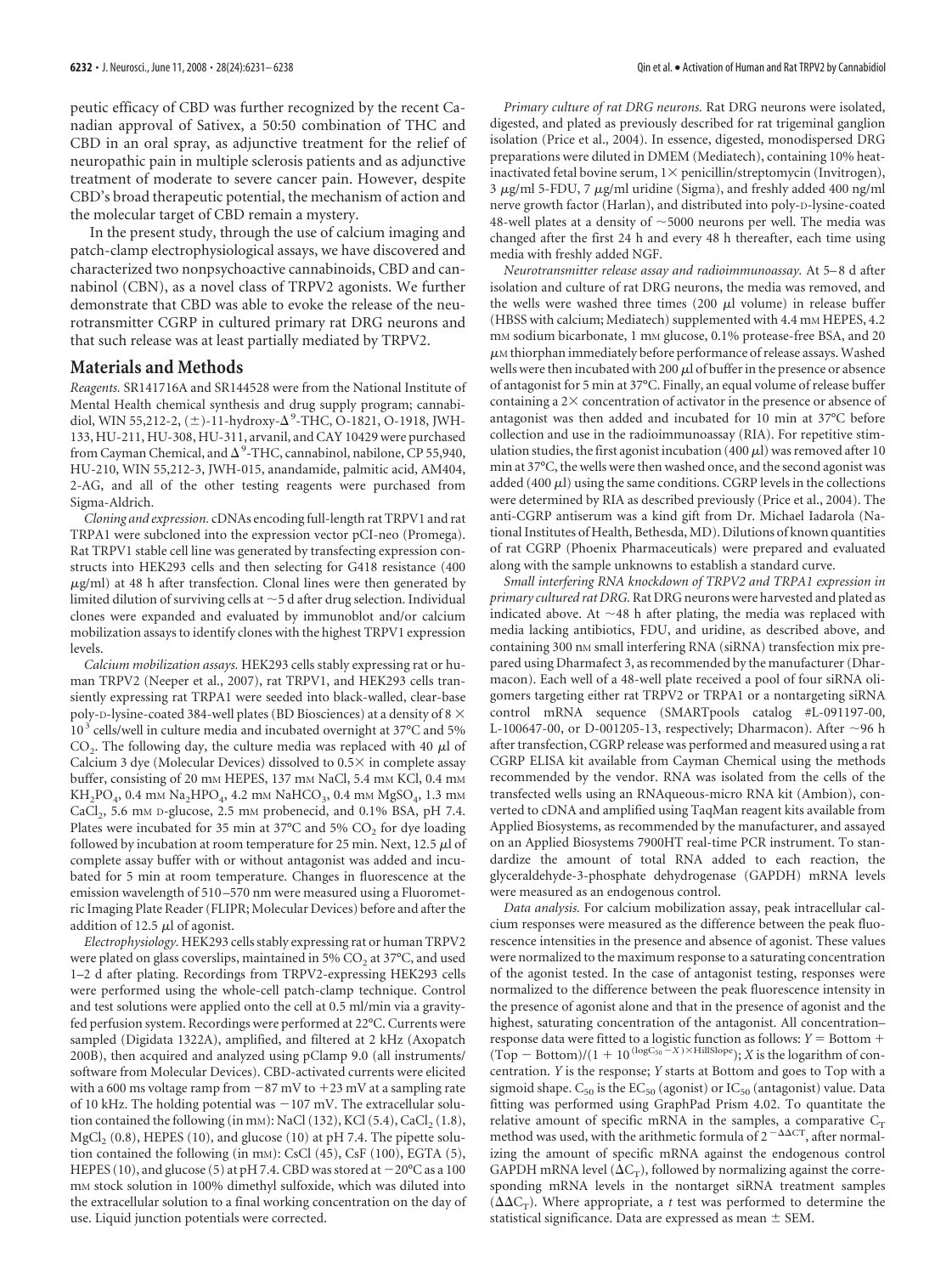peutic efficacy of CBD was further recognized by the recent Canadian approval of Sativex, a 50:50 combination of THC and CBD in an oral spray, as adjunctive treatment for the relief of neuropathic pain in multiple sclerosis patients and as adjunctive treatment of moderate to severe cancer pain. However, despite CBD's broad therapeutic potential, the mechanism of action and the molecular target of CBD remain a mystery.

In the present study, through the use of calcium imaging and patch-clamp electrophysiological assays, we have discovered and characterized two nonpsychoactive cannabinoids, CBD and cannabinol (CBN), as a novel class of TRPV2 agonists. We further demonstrate that CBD was able to evoke the release of the neurotransmitter CGRP in cultured primary rat DRG neurons and that such release was at least partially mediated by TRPV2.

## Materials and Methods

*Reagents.* SR141716A and SR144528 were from the National Institute of Mental Health chemical synthesis and drug supply program; cannabidiol, WIN 55,212-2, (±)-11-hydroxy-$\Delta^9$-THC, O-1821, O-1918, JWH-133, HU-211, HU-308, HU-311, arvanil, and CAY 10429 were purchased from Cayman Chemical, and $\Delta^9$-THC, cannabinol, nabilone, CP 55,940, HU-210, WIN 55,212-3, JWH-015, anandamide, palmitic acid, AM404, 2-AG, and all of the other testing reagents were purchased from Sigma-Aldrich.

*Cloning and expression.* cDNAs encoding full-length rat TRPV1 and rat TRPA1 were subcloned into the expression vector pCI-neo (Promega). Rat TRPV1 stable cell line was generated by transfecting expression constructs into HEK293 cells and then selecting for G418 resistance (400 μg/ml) at 48 h after transfection. Clonal lines were then generated by limited dilution of surviving cells at ~5 d after drug selection. Individual clones were expanded and evaluated by immunoblot and/or calcium mobilization assays to identify clones with the highest TRPV1 expression levels.

*Calcium mobilization assays.* HEK293 cells stably expressing rat or human TRPV2 (Neeper et al., 2007), rat TRPV1, and HEK293 cells transiently expressing rat TRPA1 were seeded into black-walled, clear-base poly-D-lysine-coated 384-well plates (BD Biosciences) at a density of $8 \times 10^3$ cells/well in culture media and incubated overnight at 37°C and 5% $CO_2$. The following day, the culture media was replaced with 40 μl of Calcium 3 dye (Molecular Devices) dissolved to 0.5× in complete assay buffer, consisting of 20 mM HEPES, 137 mM NaCl, 5.4 mM KCl, 0.4 mM $KH_2PO_4$, 0.4 mM $Na_2HPO_4$, 4.2 mM $NaHCO_3$, 0.4 mM $MgSO_4$, 1.3 mM $CaCl_2$, 5.6 mM D-glucose, 2.5 mM probenecid, and 0.1% BSA, pH 7.4. Plates were incubated for 35 min at 37°C and 5% $CO_2$ for dye loading followed by incubation at room temperature for 25 min. Next, 12.5 μl of complete assay buffer with or without antagonist was added and incubated for 5 min at room temperature. Changes in fluorescence at the emission wavelength of 510–570 nm were measured using a Fluorometric Imaging Plate Reader (FLIPR; Molecular Devices) before and after the addition of 12.5 μl of agonist.

*Electrophysiology.* HEK293 cells stably expressing rat or human TRPV2 were plated on glass coverslips, maintained in 5% $CO_2$ at 37°C, and used 1–2 d after plating. Recordings from TRPV2-expressing HEK293 cells were performed using the whole-cell patch-clamp technique. Control and test solutions were applied onto the cell at 0.5 ml/min via a gravity-fed perfusion system. Recordings were performed at 22°C. Currents were sampled (Digidata 1322A), amplified, and filtered at 2 kHz (Axopatch 200B), then acquired and analyzed using pClamp 9.0 (all instruments/software from Molecular Devices). CBD-activated currents were elicited with a 600 ms voltage ramp from −87 mV to +23 mV at a sampling rate of 10 kHz. The holding potential was −107 mV. The extracellular solution contained the following (in mM): NaCl (132), KCl (5.4), $CaCl_2$ (1.8), $MgCl_2$ (0.8), HEPES (10), and glucose (10) at pH 7.4. The pipette solution contained the following (in mM): CsCl (45), CsF (100), EGTA (5), HEPES (10), and glucose (5) at pH 7.4. CBD was stored at −20°C as a 100 mM stock solution in 100% dimethyl sulfoxide, which was diluted into the extracellular solution to a final working concentration on the day of use. Liquid junction potentials were corrected.

*Primary culture of rat DRG neurons.* Rat DRG neurons were isolated, digested, and plated as previously described for rat trigeminal ganglion isolation (Price et al., 2004). In essence, digested, monodispersed DRG preparations were diluted in DMEM (Mediatech), containing 10% heat-inactivated fetal bovine serum, 1× penicillin/streptomycin (Invitrogen), 3 μg/ml 5-FDU, 7 μg/ml uridine (Sigma), and freshly added 400 ng/ml nerve growth factor (Harlan), and distributed into poly-D-lysine-coated 48-well plates at a density of ~5000 neurons per well. The media was changed after the first 24 h and every 48 h thereafter, each time using media with freshly added NGF.

*Neurotransmitter release assay and radioimmunoassay.* At 5–8 d after isolation and culture of rat DRG neurons, the media was removed, and the wells were washed three times (200 μl volume) in release buffer (HBSS with calcium; Mediatech) supplemented with 4.4 mM HEPES, 4.2 mM sodium bicarbonate, 1 mM glucose, 0.1% protease-free BSA, and 20 μM thiorphan immediately before performance of release assays. Washed wells were then incubated with 200 μl of buffer in the presence or absence of antagonist for 5 min at 37°C. Finally, an equal volume of release buffer containing a 2× concentration of activator in the presence or absence of antagonist was then added and incubated for 10 min at 37°C before collection and use in the radioimmunoassay (RIA). For repetitive stimulation studies, the first agonist incubation (400 μl) was removed after 10 min at 37°C, the wells were then washed once, and the second agonist was added (400 μl) using the same conditions. CGRP levels in the collections were determined by RIA as described previously (Price et al., 2004). The anti-CGRP antiserum was a kind gift from Dr. Michael Iadarola (National Institutes of Health, Bethesda, MD). Dilutions of known quantities of rat CGRP (Phoenix Pharmaceuticals) were prepared and evaluated along with the sample unknowns to establish a standard curve.

*Small interfering RNA knockdown of TRPV2 and TRPA1 expression in primary cultured rat DRG.* Rat DRG neurons were harvested and plated as indicated above. At ~48 h after plating, the media was replaced with media lacking antibiotics, FDU, and uridine, as described above, and containing 300 nM small interfering RNA (siRNA) transfection mix prepared using Dharmafect 3, as recommended by the manufacturer (Dharmacon). Each well of a 48-well plate received a pool of four siRNA oligomers targeting either rat TRPV2 or TRPA1 or a nontargeting siRNA control mRNA sequence (SMARTpools catalog #L-091197-00, L-100647-00, or D-001205-13, respectively; Dharmacon). After ~96 h after transfection, CGRP release was performed and measured using a rat CGRP ELISA kit available from Cayman Chemical using the methods recommended by the vendor. RNA was isolated from the cells of the transfected wells using an RNAqueous-micro RNA kit (Ambion), converted to cDNA and amplified using TaqMan reagent kits available from Applied Biosystems, as recommended by the manufacturer, and assayed on an Applied Biosystems 7900HT real-time PCR instrument. To standardize the amount of total RNA added to each reaction, the glyceraldehyde-3-phosphate dehydrogenase (GAPDH) mRNA levels were measured as an endogenous control.

*Data analysis.* For calcium mobilization assay, peak intracellular calcium responses were measured as the difference between the peak fluorescence intensities in the presence and absence of agonist. These values were normalized to the maximum response to a saturating concentration of the agonist tested. In the case of antagonist testing, responses were normalized to the difference between the peak fluorescence intensity in the presence of agonist alone and that in the presence of agonist and the highest, saturating concentration of the antagonist. All concentration–response data were fitted to a logistic function as follows: $Y = \text{Bottom} + (\text{Top} - \text{Bottom})/(1 + 10^{(\log C_{50} - X) \times \text{HillSlope}})$; $X$ is the logarithm of concentration. $Y$ is the response; $Y$ starts at Bottom and goes to Top with a sigmoid shape. $C_{50}$ is the $EC_{50}$ (agonist) or $IC_{50}$ (antagonist) value. Data fitting was performed using GraphPad Prism 4.02. To quantitate the relative amount of specific mRNA in the samples, a comparative $C_T$ method was used, with the arithmetic formula of $2^{-\Delta\Delta CT}$, after normalizing the amount of specific mRNA against the endogenous control GAPDH mRNA level ($\Delta C_T$), followed by normalizing against the corresponding mRNA levels in the nontarget siRNA treatment samples ($\Delta\Delta C_T$). Where appropriate, a $t$ test was performed to determine the statistical significance. Data are expressed as mean ± SEM.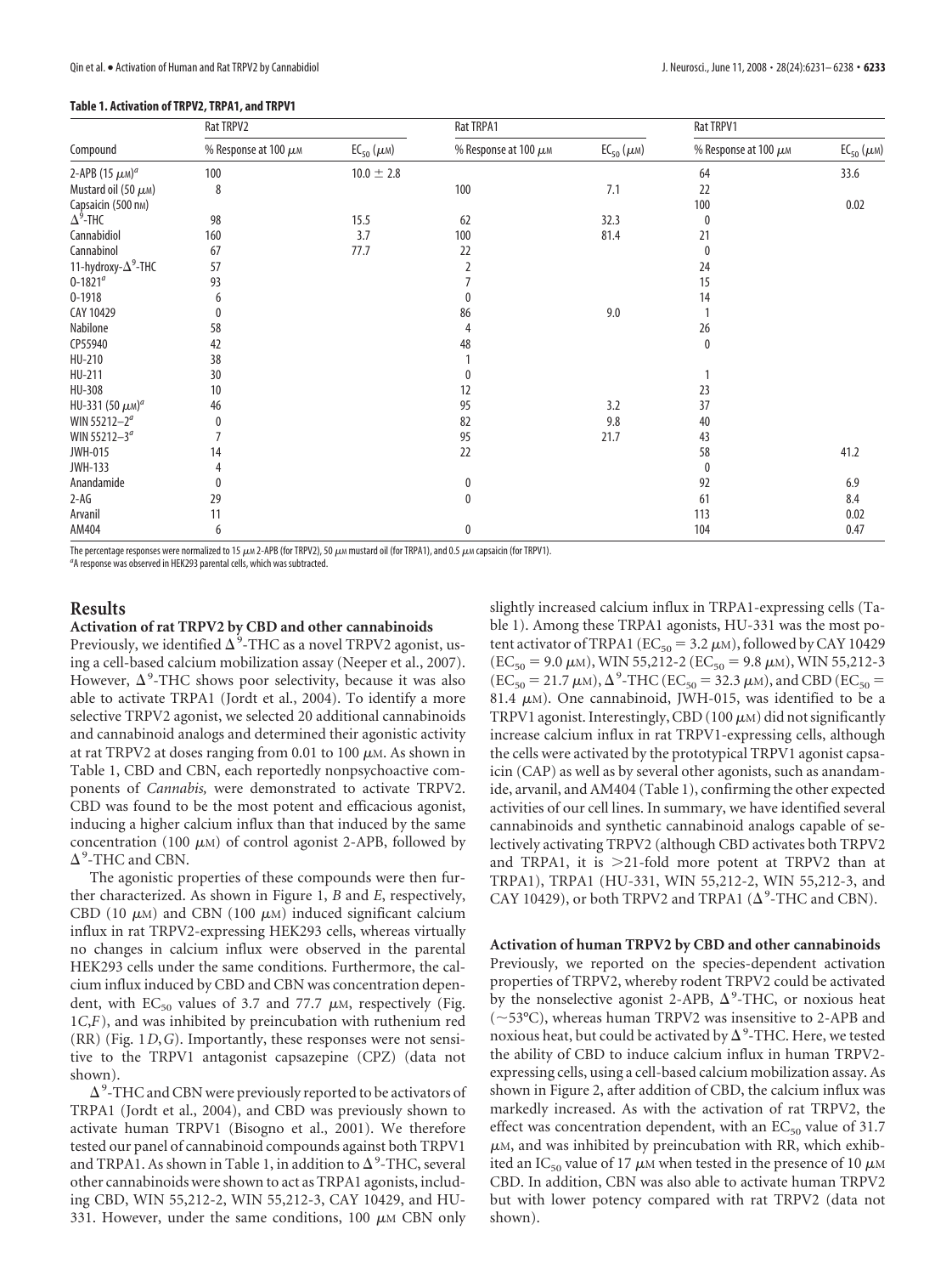**Table 1. Activation of TRPV2, TRPA1, and TRPV1**

| Compound | Rat TRPV2 | | Rat TRPA1 | | Rat TRPV1 | |
|---|---|---|---|---|---|---|
| | % Response at 100 μM | $EC_{50}$ (μM) | % Response at 100 μM | $EC_{50}$ (μM) | % Response at 100 μM | $EC_{50}$ (μM) |
| 2-APB (15 μM)[a] | 100 | 10.0 ± 2.8 | | | 64 | 33.6 |
| Mustard oil (50 μM) | 8 | | 100 | 7.1 | 22 | |
| Capsaicin (500 nM) | | | | | 100 | 0.02 |
| $\Delta^9$-THC | 98 | 15.5 | 62 | 32.3 | 0 | |
| Cannabidiol | 160 | 3.7 | 100 | 81.4 | 21 | |
| Cannabinol | 67 | 77.7 | 22 | | 0 | |
| 11-hydroxy-$\Delta^9$-THC | 57 | | 2 | | 24 | |
| 0-1821[a] | 93 | | 7 | | 15 | |
| 0-1918 | 6 | | 0 | | 14 | |
| CAY 10429 | 0 | | 86 | 9.0 | 1 | |
| Nabilone | 58 | | 4 | | 26 | |
| CP55940 | 42 | | 48 | | 0 | |
| HU-210 | 38 | | 1 | | | |
| HU-211 | 30 | | 0 | | 1 | |
| HU-308 | 10 | | 12 | | 23 | |
| HU-331 (50 μM)[a] | 46 | | 95 | 3.2 | 37 | |
| WIN 55212–2[a] | 0 | | 82 | 9.8 | 40 | |
| WIN 55212–3[a] | 7 | | 95 | 21.7 | 43 | |
| JWH-015 | 14 | | 22 | | 58 | 41.2 |
| JWH-133 | 4 | | | | 0 | |
| Anandamide | 0 | | 0 | | 92 | 6.9 |
| 2-AG | 29 | | 0 | | 61 | 8.4 |
| Arvanil | 11 | | | | 113 | 0.02 |
| AM404 | 6 | | 0 | | 104 | 0.47 |

The percentage responses were normalized to 15 μM 2-APB (for TRPV2), 50 μM mustard oil (for TRPA1), and 0.5 μM capsaicin (for TRPV1).

[a]A response was observed in HEK293 parental cells, which was subtracted.

## Results

### Activation of rat TRPV2 by CBD and other cannabinoids

Previously, we identified $\Delta^9$-THC as a novel TRPV2 agonist, using a cell-based calcium mobilization assay (Neeper et al., 2007). However, $\Delta^9$-THC shows poor selectivity, because it was also able to activate TRPA1 (Jordt et al., 2004). To identify a more selective TRPV2 agonist, we selected 20 additional cannabinoids and cannabinoid analogs and determined their agonistic activity at rat TRPV2 at doses ranging from 0.01 to 100 μM. As shown in Table 1, CBD and CBN, each reportedly nonpsychoactive components of *Cannabis,* were demonstrated to activate TRPV2. CBD was found to be the most potent and efficacious agonist, inducing a higher calcium influx than that induced by the same concentration (100 μM) of control agonist 2-APB, followed by $\Delta^9$-THC and CBN.

The agonistic properties of these compounds were then further characterized. As shown in Figure 1, *B* and *E*, respectively, CBD (10 μM) and CBN (100 μM) induced significant calcium influx in rat TRPV2-expressing HEK293 cells, whereas virtually no changes in calcium influx were observed in the parental HEK293 cells under the same conditions. Furthermore, the calcium influx induced by CBD and CBN was concentration dependent, with $EC_{50}$ values of 3.7 and 77.7 μM, respectively (Fig. 1*C*,*F*), and was inhibited by preincubation with ruthenium red (RR) (Fig. 1*D*,*G*). Importantly, these responses were not sensitive to the TRPV1 antagonist capsazepine (CPZ) (data not shown).

$\Delta^9$-THC and CBN were previously reported to be activators of TRPA1 (Jordt et al., 2004), and CBD was previously shown to activate human TRPV1 (Bisogno et al., 2001). We therefore tested our panel of cannabinoid compounds against both TRPV1 and TRPA1. As shown in Table 1, in addition to $\Delta^9$-THC, several other cannabinoids were shown to act as TRPA1 agonists, including CBD, WIN 55,212-2, WIN 55,212-3, CAY 10429, and HU-331. However, under the same conditions, 100 μM CBN only slightly increased calcium influx in TRPA1-expressing cells (Table 1). Among these TRPA1 agonists, HU-331 was the most potent activator of TRPA1 ($EC_{50}$ = 3.2 μM), followed by CAY 10429 ($EC_{50}$ = 9.0 μM), WIN 55,212-2 ($EC_{50}$ = 9.8 μM), WIN 55,212-3 ($EC_{50}$ = 21.7 μM), $\Delta^9$-THC ($EC_{50}$ = 32.3 μM), and CBD ($EC_{50}$ = 81.4 μM). One cannabinoid, JWH-015, was identified to be a TRPV1 agonist. Interestingly, CBD (100 μM) did not significantly increase calcium influx in rat TRPV1-expressing cells, although the cells were activated by the prototypical TRPV1 agonist capsaicin (CAP) as well as by several other agonists, such as anandamide, arvanil, and AM404 (Table 1), confirming the other expected activities of our cell lines. In summary, we have identified several cannabinoids and synthetic cannabinoid analogs capable of selectively activating TRPV2 (although CBD activates both TRPV2 and TRPA1, it is >21-fold more potent at TRPV2 than at TRPA1), TRPA1 (HU-331, WIN 55,212-2, WIN 55,212-3, and CAY 10429), or both TRPV2 and TRPA1 ($\Delta^9$-THC and CBN).

### Activation of human TRPV2 by CBD and other cannabinoids

Previously, we reported on the species-dependent activation properties of TRPV2, whereby rodent TRPV2 could be activated by the nonselective agonist 2-APB, $\Delta^9$-THC, or noxious heat (~53°C), whereas human TRPV2 was insensitive to 2-APB and noxious heat, but could be activated by $\Delta^9$-THC. Here, we tested the ability of CBD to induce calcium influx in human TRPV2-expressing cells, using a cell-based calcium mobilization assay. As shown in Figure 2, after addition of CBD, the calcium influx was markedly increased. As with the activation of rat TRPV2, the effect was concentration dependent, with an $EC_{50}$ value of 31.7 μM, and was inhibited by preincubation with RR, which exhibited an $IC_{50}$ value of 17 μM when tested in the presence of 10 μM CBD. In addition, CBN was also able to activate human TRPV2 but with lower potency compared with rat TRPV2 (data not shown).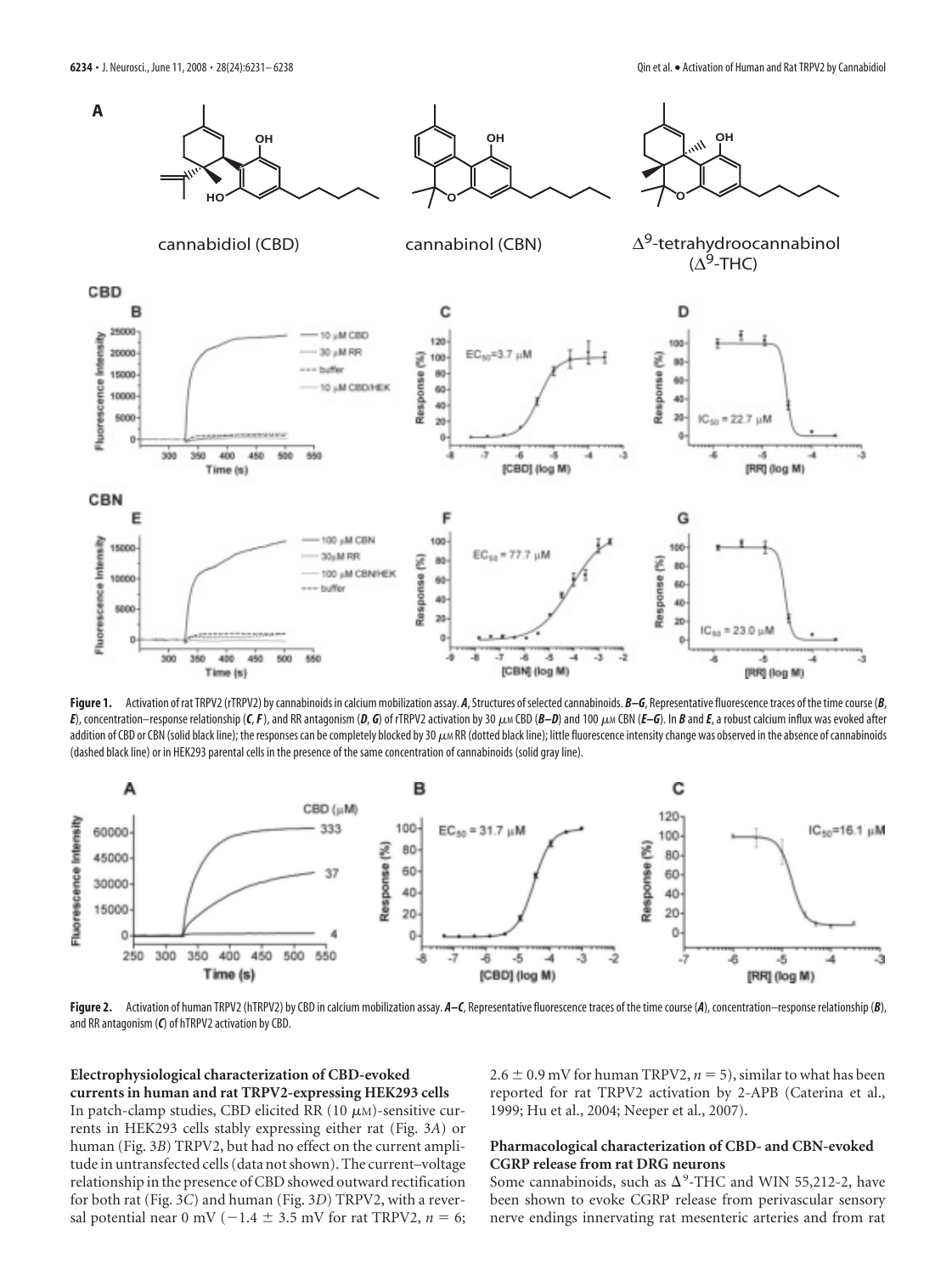**Figure 1.** Activation of rat TRPV2 (rTRPV2) by cannabinoids in calcium mobilization assay. ***A***, Structures of selected cannabinoids. ***B–G***, Representative fluorescence traces of the time course (***B***, ***E***), concentration–response relationship (***C***, ***F***), and RR antagonism (***D***, ***G***) of rTRPV2 activation by 30 μM CBD (***B–D***) and 100 μM CBN (***E–G***). In ***B*** and ***E***, a robust calcium influx was evoked after addition of CBD or CBN (solid black line); the responses can be completely blocked by 30 μM RR (dotted black line); little fluorescence intensity change was observed in the absence of cannabinoids (dashed black line) or in HEK293 parental cells in the presence of the same concentration of cannabinoids (solid gray line).

**Figure 2.** Activation of human TRPV2 (hTRPV2) by CBD in calcium mobilization assay. ***A–C***, Representative fluorescence traces of the time course (***A***), concentration–response relationship (***B***), and RR antagonism (***C***) of hTRPV2 activation by CBD.

### Electrophysiological characterization of CBD-evoked currents in human and rat TRPV2-expressing HEK293 cells

In patch-clamp studies, CBD elicited RR (10 μM)-sensitive currents in HEK293 cells stably expressing either rat (Fig. 3*A*) or human (Fig. 3*B*) TRPV2, but had no effect on the current amplitude in untransfected cells (data not shown). The current–voltage relationship in the presence of CBD showed outward rectification for both rat (Fig. 3*C*) and human (Fig. 3*D*) TRPV2, with a reversal potential near 0 mV ($-1.4 \pm 3.5$ mV for rat TRPV2, $n = 6$; $2.6 \pm 0.9$ mV for human TRPV2, $n = 5$), similar to what has been reported for rat TRPV2 activation by 2-APB (Caterina et al., 1999; Hu et al., 2004; Neeper et al., 2007).

### Pharmacological characterization of CBD- and CBN-evoked CGRP release from rat DRG neurons

Some cannabinoids, such as $\Delta^9$-THC and WIN 55,212-2, have been shown to evoke CGRP release from perivascular sensory nerve endings innervating rat mesenteric arteries and from rat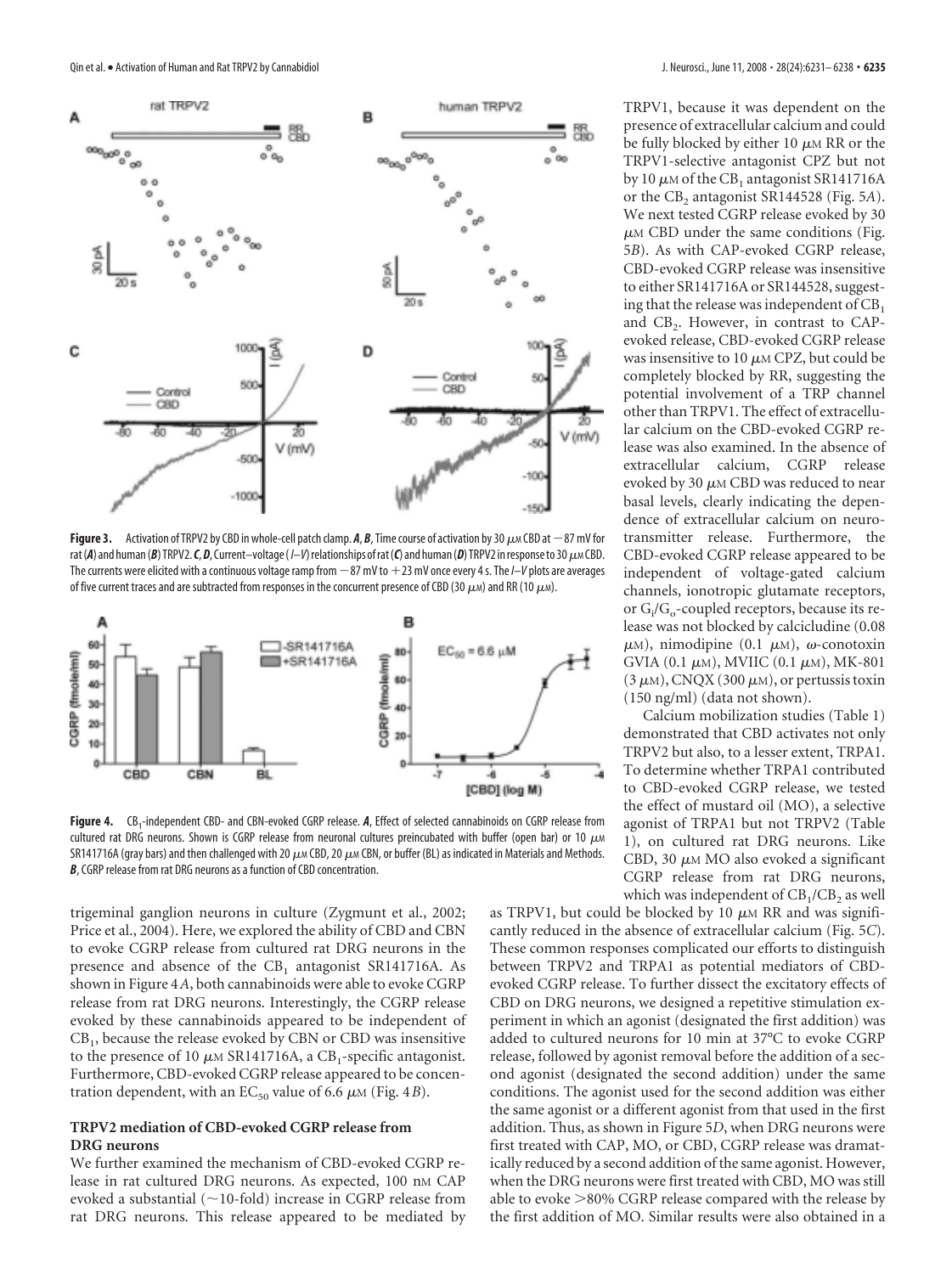**Figure 3.** Activation of TRPV2 by CBD in whole-cell patch clamp. ***A***, ***B***, Time course of activation by 30 μM CBD at −87 mV for rat (***A***) and human (***B***) TRPV2. ***C***, ***D***, Current–voltage (*I–V*) relationships of rat (***C***) and human (***D***) TRPV2 in response to 30 μM CBD. The currents were elicited with a continuous voltage ramp from −87 mV to +23 mV once every 4 s. The *I–V* plots are averages of five current traces and are subtracted from responses in the concurrent presence of CBD (30 μM) and RR (10 μM).

**Figure 4.** $CB_1$-independent CBD- and CBN-evoked CGRP release. ***A***, Effect of selected cannabinoids on CGRP release from cultured rat DRG neurons. Shown is CGRP release from neuronal cultures preincubated with buffer (open bar) or 10 μM SR141716A (gray bars) and then challenged with 20 μM CBD, 20 μM CBN, or buffer (BL) as indicated in Materials and Methods. ***B***, CGRP release from rat DRG neurons as a function of CBD concentration.

trigeminal ganglion neurons in culture (Zygmunt et al., 2002; Price et al., 2004). Here, we explored the ability of CBD and CBN to evoke CGRP release from cultured rat DRG neurons in the presence and absence of the $CB_1$ antagonist SR141716A. As shown in Figure 4*A*, both cannabinoids were able to evoke CGRP release from rat DRG neurons. Interestingly, the CGRP release evoked by these cannabinoids appeared to be independent of $CB_1$, because the release evoked by CBN or CBD was insensitive to the presence of 10 μM SR141716A, a $CB_1$-specific antagonist. Furthermore, CBD-evoked CGRP release appeared to be concentration dependent, with an $EC_{50}$ value of 6.6 μM (Fig. 4*B*).

### TRPV2 mediation of CBD-evoked CGRP release from DRG neurons

We further examined the mechanism of CBD-evoked CGRP release in rat cultured DRG neurons. As expected, 100 nM CAP evoked a substantial (~10-fold) increase in CGRP release from rat DRG neurons. This release appeared to be mediated by TRPV1, because it was dependent on the presence of extracellular calcium and could be fully blocked by either 10 μM RR or the TRPV1-selective antagonist CPZ but not by 10 μM of the $CB_1$ antagonist SR141716A or the $CB_2$ antagonist SR144528 (Fig. 5*A*). We next tested CGRP release evoked by 30 μM CBD under the same conditions (Fig. 5*B*). As with CAP-evoked CGRP release, CBD-evoked CGRP release was insensitive to either SR141716A or SR144528, suggesting that the release was independent of $CB_1$ and $CB_2$. However, in contrast to CAP-evoked release, CBD-evoked CGRP release was insensitive to 10 μM CPZ, but could be completely blocked by RR, suggesting the potential involvement of a TRP channel other than TRPV1. The effect of extracellular calcium on the CBD-evoked CGRP release was also examined. In the absence of extracellular calcium, CGRP release evoked by 30 μM CBD was reduced to near basal levels, clearly indicating the dependence of extracellular calcium on neurotransmitter release. Furthermore, the CBD-evoked CGRP release appeared to be independent of voltage-gated calcium channels, ionotropic glutamate receptors, or $G_i/G_o$-coupled receptors, because its release was not blocked by calcicludine (0.08 μM), nimodipine (0.1 μM), ω-conotoxin GVIA (0.1 μM), MVIIC (0.1 μM), MK-801 (3 μM), CNQX (300 μM), or pertussis toxin (150 ng/ml) (data not shown).

Calcium mobilization studies (Table 1) demonstrated that CBD activates not only TRPV2 but also, to a lesser extent, TRPA1. To determine whether TRPA1 contributed to CBD-evoked CGRP release, we tested the effect of mustard oil (MO), a selective agonist of TRPA1 but not TRPV2 (Table 1), on cultured rat DRG neurons. Like CBD, 30 μM MO also evoked a significant CGRP release from rat DRG neurons, which was independent of $CB_1/CB_2$ as well as TRPV1, but could be blocked by 10 μM RR and was significantly reduced in the absence of extracellular calcium (Fig. 5*C*). These common responses complicated our efforts to distinguish between TRPV2 and TRPA1 as potential mediators of CBD-evoked CGRP release. To further dissect the excitatory effects of CBD on DRG neurons, we designed a repetitive stimulation experiment in which an agonist (designated the first addition) was added to cultured neurons for 10 min at 37°C to evoke CGRP release, followed by agonist removal before the addition of a second agonist (designated the second addition) under the same conditions. The agonist used for the second addition was either the same agonist or a different agonist from that used in the first addition. Thus, as shown in Figure 5*D*, when DRG neurons were first treated with CAP, MO, or CBD, CGRP release was dramatically reduced by a second addition of the same agonist. However, when the DRG neurons were first treated with CBD, MO was still able to evoke >80% CGRP release compared with the release by the first addition of MO. Similar results were also obtained in a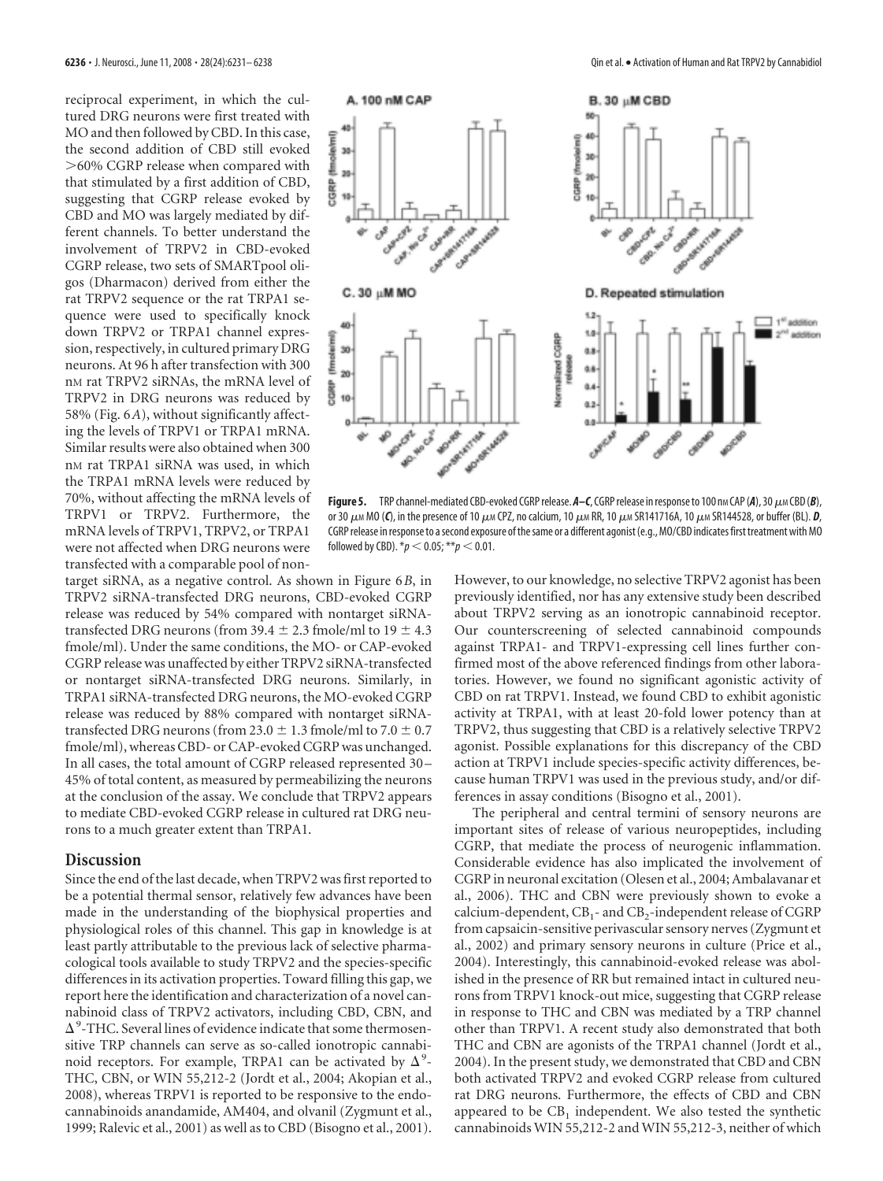reciprocal experiment, in which the cultured DRG neurons were first treated with MO and then followed by CBD. In this case, the second addition of CBD still evoked >60% CGRP release when compared with that stimulated by a first addition of CBD, suggesting that CGRP release evoked by CBD and MO was largely mediated by different channels. To better understand the involvement of TRPV2 in CBD-evoked CGRP release, two sets of SMARTpool oligos (Dharmacon) derived from either the rat TRPV2 sequence or the rat TRPA1 sequence were used to specifically knock down TRPV2 or TRPA1 channel expression, respectively, in cultured primary DRG neurons. At 96 h after transfection with 300 nM rat TRPV2 siRNAs, the mRNA level of TRPV2 in DRG neurons was reduced by 58% (Fig. 6*A*), without significantly affecting the levels of TRPV1 or TRPA1 mRNA. Similar results were also obtained when 300 nM rat TRPA1 siRNA was used, in which the TRPA1 mRNA levels were reduced by 70%, without affecting the mRNA levels of TRPV1 or TRPV2. Furthermore, the mRNA levels of TRPV1, TRPV2, or TRPA1 were not affected when DRG neurons were transfected with a comparable pool of nontarget siRNA, as a negative control. As shown in Figure 6*B*, in TRPV2 siRNA-transfected DRG neurons, CBD-evoked CGRP release was reduced by 54% compared with nontarget siRNA-transfected DRG neurons (from 39.4 ± 2.3 fmole/ml to 19 ± 4.3 fmole/ml). Under the same conditions, the MO- or CAP-evoked CGRP release was unaffected by either TRPV2 siRNA-transfected or nontarget siRNA-transfected DRG neurons. Similarly, in TRPA1 siRNA-transfected DRG neurons, the MO-evoked CGRP release was reduced by 88% compared with nontarget siRNA-transfected DRG neurons (from 23.0 ± 1.3 fmole/ml to 7.0 ± 0.7 fmole/ml), whereas CBD- or CAP-evoked CGRP was unchanged. In all cases, the total amount of CGRP released represented 30–45% of total content, as measured by permeabilizing the neurons at the conclusion of the assay. We conclude that TRPV2 appears to mediate CBD-evoked CGRP release in cultured rat DRG neurons to a much greater extent than TRPA1.

**Figure 5.** TRP channel-mediated CBD-evoked CGRP release. ***A–C***, CGRP release in response to 100 nM CAP (***A***), 30 μM CBD (***B***), or 30 μM MO (***C***), in the presence of 10 μM CPZ, no calcium, 10 μM RR, 10 μM SR141716A, 10 μM SR144528, or buffer (BL). ***D***, CGRP release in response to a second exposure of the same or a different agonist (e.g., MO/CBD indicates first treatment with MO followed by CBD). *$p < 0.05$; **$p < 0.01$.

## Discussion

Since the end of the last decade, when TRPV2 was first reported to be a potential thermal sensor, relatively few advances have been made in the understanding of the biophysical properties and physiological roles of this channel. This gap in knowledge is at least partly attributable to the previous lack of selective pharmacological tools available to study TRPV2 and the species-specific differences in its activation properties. Toward filling this gap, we report here the identification and characterization of a novel cannabinoid class of TRPV2 activators, including CBD, CBN, and $\Delta^9$-THC. Several lines of evidence indicate that some thermosensitive TRP channels can serve as so-called ionotropic cannabinoid receptors. For example, TRPA1 can be activated by $\Delta^9$-THC, CBN, or WIN 55,212-2 (Jordt et al., 2004; Akopian et al., 2008), whereas TRPV1 is reported to be responsive to the endocannabinoids anandamide, AM404, and olvanil (Zygmunt et al., 1999; Ralevic et al., 2001) as well as to CBD (Bisogno et al., 2001). However, to our knowledge, no selective TRPV2 agonist has been previously identified, nor has any extensive study been described about TRPV2 serving as an ionotropic cannabinoid receptor. Our counterscreening of selected cannabinoid compounds against TRPA1- and TRPV1-expressing cell lines further confirmed most of the above referenced findings from other laboratories. However, we found no significant agonistic activity of CBD on rat TRPV1. Instead, we found CBD to exhibit agonistic activity at TRPA1, with at least 20-fold lower potency than at TRPV2, thus suggesting that CBD is a relatively selective TRPV2 agonist. Possible explanations for this discrepancy of the CBD action at TRPV1 include species-specific activity differences, because human TRPV1 was used in the previous study, and/or differences in assay conditions (Bisogno et al., 2001).

The peripheral and central termini of sensory neurons are important sites of release of various neuropeptides, including CGRP, that mediate the process of neurogenic inflammation. Considerable evidence has also implicated the involvement of CGRP in neuronal excitation (Olesen et al., 2004; Ambalavanar et al., 2006). THC and CBN were previously shown to evoke a calcium-dependent, $CB_1$- and $CB_2$-independent release of CGRP from capsaicin-sensitive perivascular sensory nerves (Zygmunt et al., 2002) and primary sensory neurons in culture (Price et al., 2004). Interestingly, this cannabinoid-evoked release was abolished in the presence of RR but remained intact in cultured neurons from TRPV1 knock-out mice, suggesting that CGRP release in response to THC and CBN was mediated by a TRP channel other than TRPV1. A recent study also demonstrated that both THC and CBN are agonists of the TRPA1 channel (Jordt et al., 2004). In the present study, we demonstrated that CBD and CBN both activated TRPV2 and evoked CGRP release from cultured rat DRG neurons. Furthermore, the effects of CBD and CBN appeared to be $CB_1$ independent. We also tested the synthetic cannabinoids WIN 55,212-2 and WIN 55,212-3, neither of which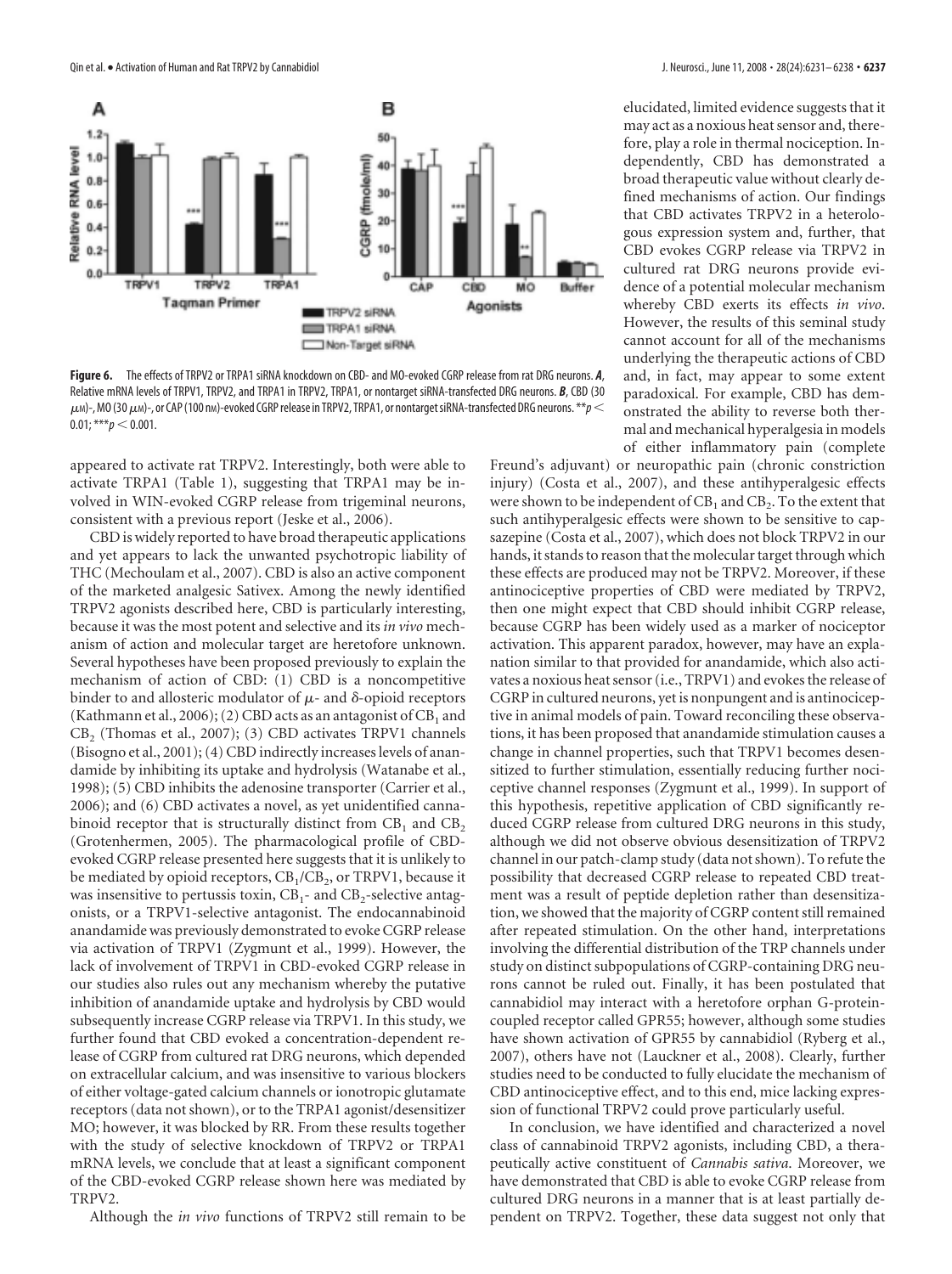**Figure 6.** The effects of TRPV2 or TRPA1 siRNA knockdown on CBD- and MO-evoked CGRP release from rat DRG neurons. ***A***, Relative mRNA levels of TRPV1, TRPV2, and TRPA1 in TRPV2, TRPA1, or nontarget siRNA-transfected DRG neurons. ***B***, CBD (30 $\mu$M)-, MO (30 $\mu$M)-, or CAP (100 nM)-evoked CGRP release in TRPV2, TRPA1, or nontarget siRNA-transfected DRG neurons. $^{**}p < 0.01$; $^{***}p < 0.001$.

appeared to activate rat TRPV2. Interestingly, both were able to activate TRPA1 (Table 1), suggesting that TRPA1 may be involved in WIN-evoked CGRP release from trigeminal neurons, consistent with a previous report (Jeske et al., 2006).

CBD is widely reported to have broad therapeutic applications and yet appears to lack the unwanted psychotropic liability of THC (Mechoulam et al., 2007). CBD is also an active component of the marketed analgesic Sativex. Among the newly identified TRPV2 agonists described here, CBD is particularly interesting, because it was the most potent and selective and its *in vivo* mechanism of action and molecular target are heretofore unknown. Several hypotheses have been proposed previously to explain the mechanism of action of CBD: (1) CBD is a noncompetitive binder to and allosteric modulator of $\mu$- and $\delta$-opioid receptors (Kathmann et al., 2006); (2) CBD acts as an antagonist of $CB_1$ and $CB_2$ (Thomas et al., 2007); (3) CBD activates TRPV1 channels (Bisogno et al., 2001); (4) CBD indirectly increases levels of anandamide by inhibiting its uptake and hydrolysis (Watanabe et al., 1998); (5) CBD inhibits the adenosine transporter (Carrier et al., 2006); and (6) CBD activates a novel, as yet unidentified cannabinoid receptor that is structurally distinct from $CB_1$ and $CB_2$ (Grotenhermen, 2005). The pharmacological profile of CBD-evoked CGRP release presented here suggests that it is unlikely to be mediated by opioid receptors, $CB_1$/$CB_2$, or TRPV1, because it was insensitive to pertussis toxin, $CB_1$- and $CB_2$-selective antagonists, or a TRPV1-selective antagonist. The endocannabinoid anandamide was previously demonstrated to evoke CGRP release via activation of TRPV1 (Zygmunt et al., 1999). However, the lack of involvement of TRPV1 in CBD-evoked CGRP release in our studies also rules out any mechanism whereby the putative inhibition of anandamide uptake and hydrolysis by CBD would subsequently increase CGRP release via TRPV1. In this study, we further found that CBD evoked a concentration-dependent release of CGRP from cultured rat DRG neurons, which depended on extracellular calcium, and was insensitive to various blockers of either voltage-gated calcium channels or ionotropic glutamate receptors (data not shown), or to the TRPA1 agonist/desensitizer MO; however, it was blocked by RR. From these results together with the study of selective knockdown of TRPV2 or TRPA1 mRNA levels, we conclude that at least a significant component of the CBD-evoked CGRP release shown here was mediated by TRPV2.

Although the *in vivo* functions of TRPV2 still remain to be elucidated, limited evidence suggests that it may act as a noxious heat sensor and, therefore, play a role in thermal nociception. Independently, CBD has demonstrated a broad therapeutic value without clearly defined mechanisms of action. Our findings that CBD activates TRPV2 in a heterologous expression system and, further, that CBD evokes CGRP release via TRPV2 in cultured rat DRG neurons provide evidence of a potential molecular mechanism whereby CBD exerts its effects *in vivo*. However, the results of this seminal study cannot account for all of the mechanisms underlying the therapeutic actions of CBD and, in fact, may appear to some extent paradoxical. For example, CBD has demonstrated the ability to reverse both thermal and mechanical hyperalgesia in models of either inflammatory pain (complete Freund's adjuvant) or neuropathic pain (chronic constriction injury) (Costa et al., 2007), and these antihyperalgesic effects were shown to be independent of $CB_1$ and $CB_2$. To the extent that such antihyperalgesic effects were shown to be sensitive to capsazepine (Costa et al., 2007), which does not block TRPV2 in our hands, it stands to reason that the molecular target through which these effects are produced may not be TRPV2. Moreover, if these antinociceptive properties of CBD were mediated by TRPV2, then one might expect that CBD should inhibit CGRP release, because CGRP has been widely used as a marker of nociceptor activation. This apparent paradox, however, may have an explanation similar to that provided for anandamide, which also activates a noxious heat sensor (i.e., TRPV1) and evokes the release of CGRP in cultured neurons, yet is nonpungent and is antinociceptive in animal models of pain. Toward reconciling these observations, it has been proposed that anandamide stimulation causes a change in channel properties, such that TRPV1 becomes desensitized to further stimulation, essentially reducing further nociceptive channel responses (Zygmunt et al., 1999). In support of this hypothesis, repetitive application of CBD significantly reduced CGRP release from cultured DRG neurons in this study, although we did not observe obvious desensitization of TRPV2 channel in our patch-clamp study (data not shown). To refute the possibility that decreased CGRP release to repeated CBD treatment was a result of peptide depletion rather than desensitization, we showed that the majority of CGRP content still remained after repeated stimulation. On the other hand, interpretations involving the differential distribution of the TRP channels under study on distinct subpopulations of CGRP-containing DRG neurons cannot be ruled out. Finally, it has been postulated that cannabidiol may interact with a heretofore orphan G-protein-coupled receptor called GPR55; however, although some studies have shown activation of GPR55 by cannabidiol (Ryberg et al., 2007), others have not (Lauckner et al., 2008). Clearly, further studies need to be conducted to fully elucidate the mechanism of CBD antinociceptive effect, and to this end, mice lacking expression of functional TRPV2 could prove particularly useful.

In conclusion, we have identified and characterized a novel class of cannabinoid TRPV2 agonists, including CBD, a therapeutically active constituent of *Cannabis sativa*. Moreover, we have demonstrated that CBD is able to evoke CGRP release from cultured DRG neurons in a manner that is at least partially dependent on TRPV2. Together, these data suggest not only that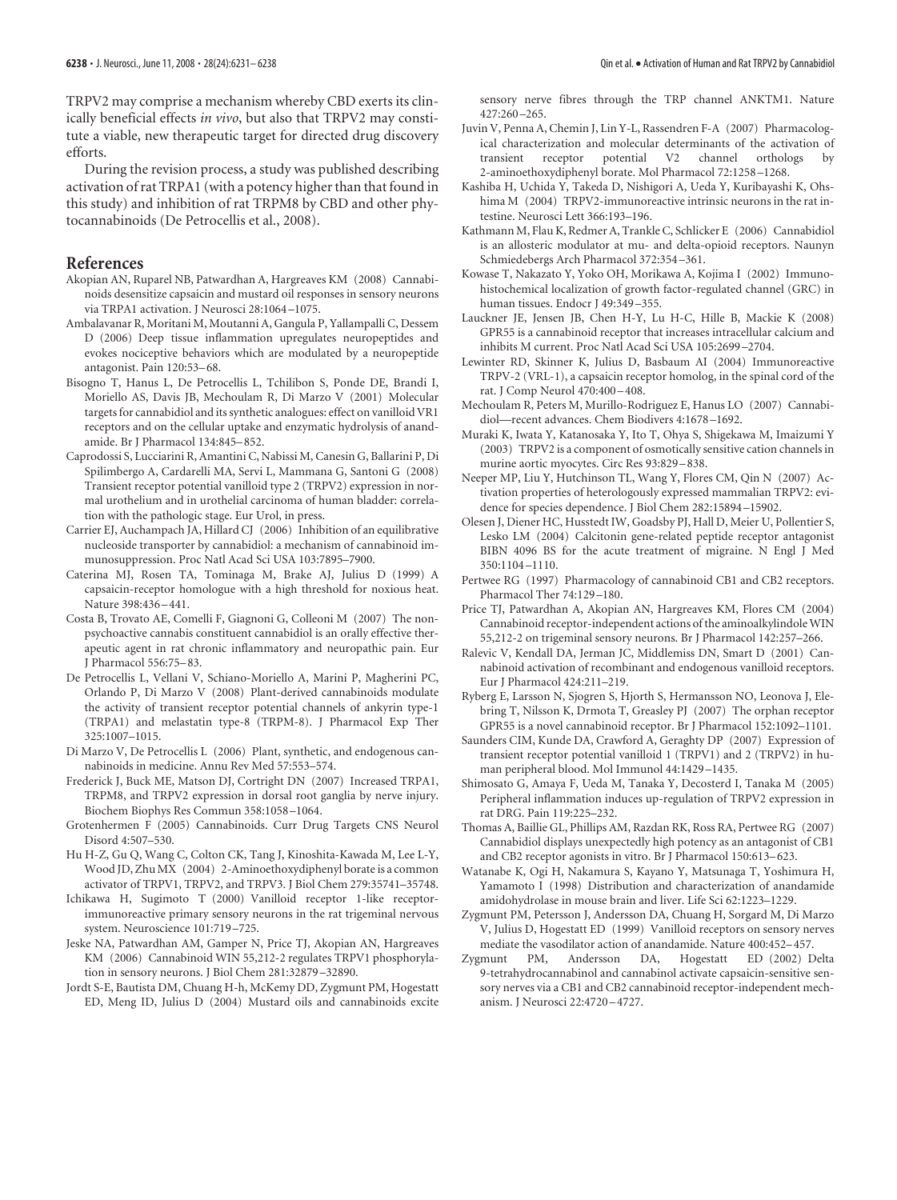TRPV2 may comprise a mechanism whereby CBD exerts its clinically beneficial effects *in vivo*, but also that TRPV2 may constitute a viable, new therapeutic target for directed drug discovery efforts.

During the revision process, a study was published describing activation of rat TRPA1 (with a potency higher than that found in this study) and inhibition of rat TRPM8 by CBD and other phytocannabinoids (De Petrocellis et al., 2008).

## References

Akopian AN, Ruparel NB, Patwardhan A, Hargreaves KM (2008) Cannabinoids desensitize capsaicin and mustard oil responses in sensory neurons via TRPA1 activation. J Neurosci 28:1064–1075.

Ambalavanar R, Moritani M, Moutanni A, Gangula P, Yallampalli C, Dessem D (2006) Deep tissue inflammation upregulates neuropeptides and evokes nociceptive behaviors which are modulated by a neuropeptide antagonist. Pain 120:53–68.

Bisogno T, Hanus L, De Petrocellis L, Tchilibon S, Ponde DE, Brandi I, Moriello AS, Davis JB, Mechoulam R, Di Marzo V (2001) Molecular targets for cannabidiol and its synthetic analogues: effect on vanilloid VR1 receptors and on the cellular uptake and enzymatic hydrolysis of anandamide. Br J Pharmacol 134:845–852.

Caprodossi S, Lucciarini R, Amantini C, Nabissi M, Canesin G, Ballarini P, Di Spilimbergo A, Cardarelli MA, Servi L, Mammana G, Santoni G (2008) Transient receptor potential vanilloid type 2 (TRPV2) expression in normal urothelium and in urothelial carcinoma of human bladder: correlation with the pathologic stage. Eur Urol, in press.

Carrier EJ, Auchampach JA, Hillard CJ (2006) Inhibition of an equilibrative nucleoside transporter by cannabidiol: a mechanism of cannabinoid immunosuppression. Proc Natl Acad Sci USA 103:7895–7900.

Caterina MJ, Rosen TA, Tominaga M, Brake AJ, Julius D (1999) A capsaicin-receptor homologue with a high threshold for noxious heat. Nature 398:436–441.

Costa B, Trovato AE, Comelli F, Giagnoni G, Colleoni M (2007) The non-psychoactive cannabis constituent cannabidiol is an orally effective therapeutic agent in rat chronic inflammatory and neuropathic pain. Eur J Pharmacol 556:75–83.

De Petrocellis L, Vellani V, Schiano-Moriello A, Marini P, Magherini PC, Orlando P, Di Marzo V (2008) Plant-derived cannabinoids modulate the activity of transient receptor potential channels of ankyrin type-1 (TRPA1) and melastatin type-8 (TRPM-8). J Pharmacol Exp Ther 325:1007–1015.

Di Marzo V, De Petrocellis L (2006) Plant, synthetic, and endogenous cannabinoids in medicine. Annu Rev Med 57:553–574.

Frederick J, Buck ME, Matson DJ, Cortright DN (2007) Increased TRPA1, TRPM8, and TRPV2 expression in dorsal root ganglia by nerve injury. Biochem Biophys Res Commun 358:1058–1064.

Grotenhermen F (2005) Cannabinoids. Curr Drug Targets CNS Neurol Disord 4:507–530.

Hu H-Z, Gu Q, Wang C, Colton CK, Tang J, Kinoshita-Kawada M, Lee L-Y, Wood JD, Zhu MX (2004) 2-Aminoethoxydiphenyl borate is a common activator of TRPV1, TRPV2, and TRPV3. J Biol Chem 279:35741–35748.

Ichikawa H, Sugimoto T (2000) Vanilloid receptor 1-like receptor-immunoreactive primary sensory neurons in the rat trigeminal nervous system. Neuroscience 101:719–725.

Jeske NA, Patwardhan AM, Gamper N, Price TJ, Akopian AN, Hargreaves KM (2006) Cannabinoid WIN 55,212-2 regulates TRPV1 phosphorylation in sensory neurons. J Biol Chem 281:32879–32890.

Jordt S-E, Bautista DM, Chuang H-h, McKemy DD, Zygmunt PM, Hogestatt ED, Meng ID, Julius D (2004) Mustard oils and cannabinoids excite sensory nerve fibres through the TRP channel ANKTM1. Nature 427:260–265.

Juvin V, Penna A, Chemin J, Lin Y-L, Rassendren F-A (2007) Pharmacological characterization and molecular determinants of the activation of transient receptor potential V2 channel orthologs by 2-aminoethoxydiphenyl borate. Mol Pharmacol 72:1258–1268.

Kashiba H, Uchida Y, Takeda D, Nishigori A, Ueda Y, Kuribayashi K, Ohshima M (2004) TRPV2-immunoreactive intrinsic neurons in the rat intestine. Neurosci Lett 366:193–196.

Kathmann M, Flau K, Redmer A, Trankle C, Schlicker E (2006) Cannabidiol is an allosteric modulator at mu- and delta-opioid receptors. Naunyn Schmiedebergs Arch Pharmacol 372:354–361.

Kowase T, Nakazato Y, Yoko OH, Morikawa A, Kojima I (2002) Immunohistochemical localization of growth factor-regulated channel (GRC) in human tissues. Endocr J 49:349–355.

Lauckner JE, Jensen JB, Chen H-Y, Lu H-C, Hille B, Mackie K (2008) GPR55 is a cannabinoid receptor that increases intracellular calcium and inhibits M current. Proc Natl Acad Sci USA 105:2699–2704.

Lewinter RD, Skinner K, Julius D, Basbaum AI (2004) Immunoreactive TRPV-2 (VRL-1), a capsaicin receptor homolog, in the spinal cord of the rat. J Comp Neurol 470:400–408.

Mechoulam R, Peters M, Murillo-Rodriguez E, Hanus LO (2007) Cannabidiol—recent advances. Chem Biodivers 4:1678–1692.

Muraki K, Iwata Y, Katanosaka Y, Ito T, Ohya S, Shigekawa M, Imaizumi Y (2003) TRPV2 is a component of osmotically sensitive cation channels in murine aortic myocytes. Circ Res 93:829–838.

Neeper MP, Liu Y, Hutchinson TL, Wang Y, Flores CM, Qin N (2007) Activation properties of heterologously expressed mammalian TRPV2: evidence for species dependence. J Biol Chem 282:15894–15902.

Olesen J, Diener HC, Husstedt IW, Goadsby PJ, Hall D, Meier U, Pollentier S, Lesko LM (2004) Calcitonin gene-related peptide receptor antagonist BIBN 4096 BS for the acute treatment of migraine. N Engl J Med 350:1104–1110.

Pertwee RG (1997) Pharmacology of cannabinoid CB1 and CB2 receptors. Pharmacol Ther 74:129–180.

Price TJ, Patwardhan A, Akopian AN, Hargreaves KM, Flores CM (2004) Cannabinoid receptor-independent actions of the aminoalkylindole WIN 55,212-2 on trigeminal sensory neurons. Br J Pharmacol 142:257–266.

Ralevic V, Kendall DA, Jerman JC, Middlemiss DN, Smart D (2001) Cannabinoid activation of recombinant and endogenous vanilloid receptors. Eur J Pharmacol 424:211–219.

Ryberg E, Larsson N, Sjogren S, Hjorth S, Hermansson NO, Leonova J, Elebring T, Nilsson K, Drmota T, Greasley PJ (2007) The orphan receptor GPR55 is a novel cannabinoid receptor. Br J Pharmacol 152:1092–1101.

Saunders CIM, Kunde DA, Crawford A, Geraghty DP (2007) Expression of transient receptor potential vanilloid 1 (TRPV1) and 2 (TRPV2) in human peripheral blood. Mol Immunol 44:1429–1435.

Shimosato G, Amaya F, Ueda M, Tanaka Y, Decosterd I, Tanaka M (2005) Peripheral inflammation induces up-regulation of TRPV2 expression in rat DRG. Pain 119:225–232.

Thomas A, Baillie GL, Phillips AM, Razdan RK, Ross RA, Pertwee RG (2007) Cannabidiol displays unexpectedly high potency as an antagonist of CB1 and CB2 receptor agonists in vitro. Br J Pharmacol 150:613–623.

Watanabe K, Ogi H, Nakamura S, Kayano Y, Matsunaga T, Yoshimura H, Yamamoto I (1998) Distribution and characterization of anandamide amidohydrolase in mouse brain and liver. Life Sci 62:1223–1229.

Zygmunt PM, Petersson J, Andersson DA, Chuang H, Sorgard M, Di Marzo V, Julius D, Hogestatt ED (1999) Vanilloid receptors on sensory nerves mediate the vasodilator action of anandamide. Nature 400:452–457.

Zygmunt PM, Andersson DA, Hogestatt ED (2002) Delta 9-tetrahydrocannabinol and cannabinol activate capsaicin-sensitive sensory nerves via a CB1 and CB2 cannabinoid receptor-independent mechanism. J Neurosci 22:4720–4727.